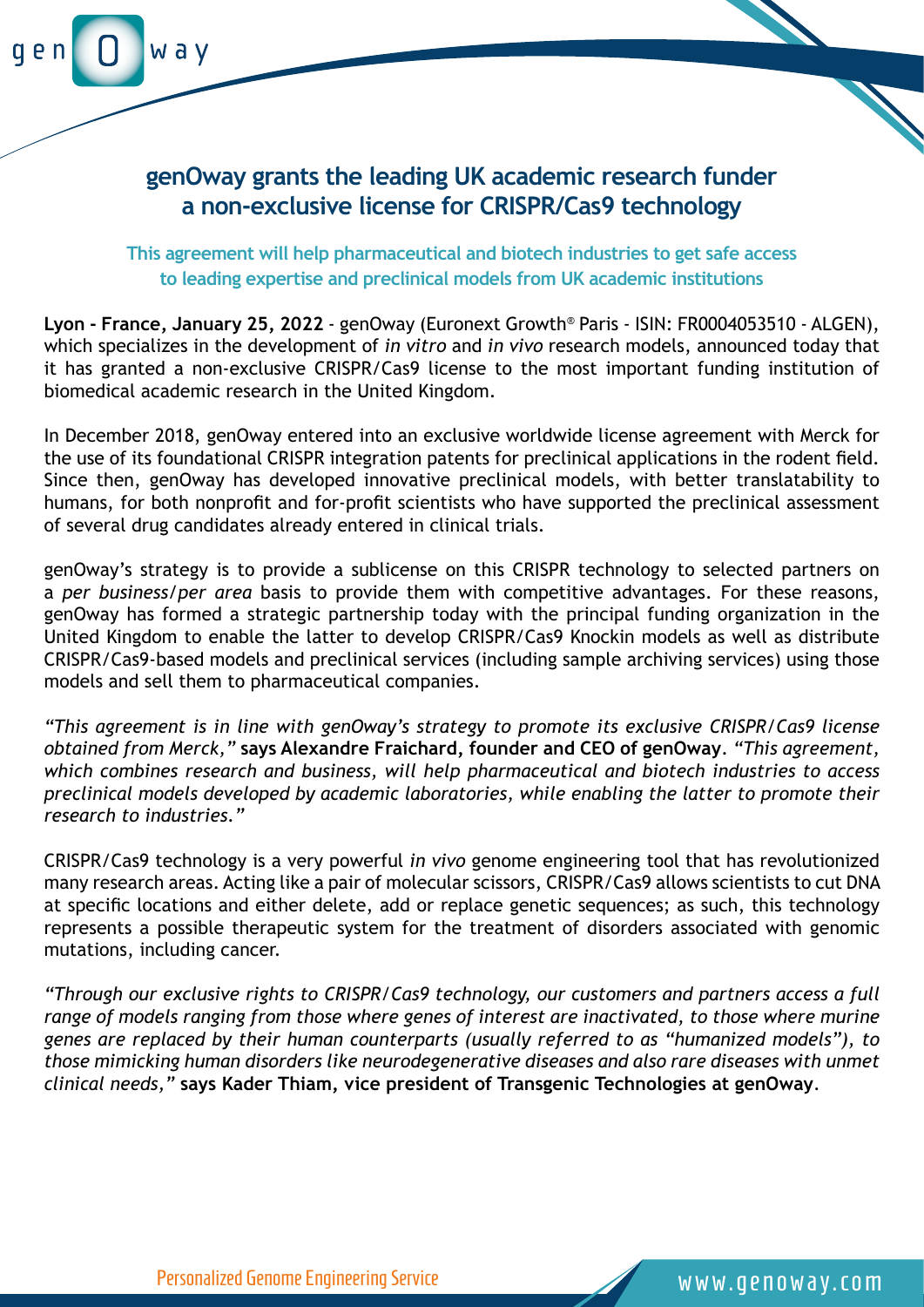# genOway grants the leading UK academic research funder a non-exclusive license for CRISPR/Cas9 technology

### This agreement will help pharmaceutical and biotech industries to get safe access to leading expertise and preclinical models from UK academic institutions

**Lyon - France, January 25, 2022** - genOway (Euronext Growth® Paris - ISIN: FR0004053510 - ALGEN), which specializes in the development of *in vitro* and *in vivo* research models, announced today that it has granted a non-exclusive CRISPR/Cas9 license to the most important funding institution of biomedical academic research in the United Kingdom.

In December 2018, genOway entered into an exclusive worldwide license agreement with Merck for the use of its foundational CRISPR integration patents for preclinical applications in the rodent field. Since then, genOway has developed innovative preclinical models, with better translatability to humans, for both nonprofit and for-profit scientists who have supported the preclinical assessment of several drug candidates already entered in clinical trials.

genOway's strategy is to provide a sublicense on this CRISPR technology to selected partners on a *per business/per area* basis to provide them with competitive advantages. For these reasons, genOway has formed a strategic partnership today with the principal funding organization in the United Kingdom to enable the latter to develop CRISPR/Cas9 Knockin models as well as distribute CRISPR/Cas9-based models and preclinical services (including sample archiving services) using those models and sell them to pharmaceutical companies.

*"This agreement is in line with genOway's strategy to promote its exclusive CRISPR/Cas9 license obtained from Merck,"* **says Alexandre Fraichard, founder and CEO of genOway**. *"This agreement, which combines research and business, will help pharmaceutical and biotech industries to access preclinical models developed by academic laboratories, while enabling the latter to promote their research to industries."*

CRISPR/Cas9 technology is a very powerful *in vivo* genome engineering tool that has revolutionized many research areas. Acting like a pair of molecular scissors, CRISPR/Cas9 allows scientists to cut DNA at specific locations and either delete, add or replace genetic sequences; as such, this technology represents a possible therapeutic system for the treatment of disorders associated with genomic mutations, including cancer.

*"Through our exclusive rights to CRISPR/Cas9 technology, our customers and partners access a full range of models ranging from those where genes of interest are inactivated, to those where murine genes are replaced by their human counterparts (usually referred to as "humanized models"), to those mimicking human disorders like neurodegenerative diseases and also rare diseases with unmet clinical needs,"* **says Kader Thiam, vice president of Transgenic Technologies at genOway**.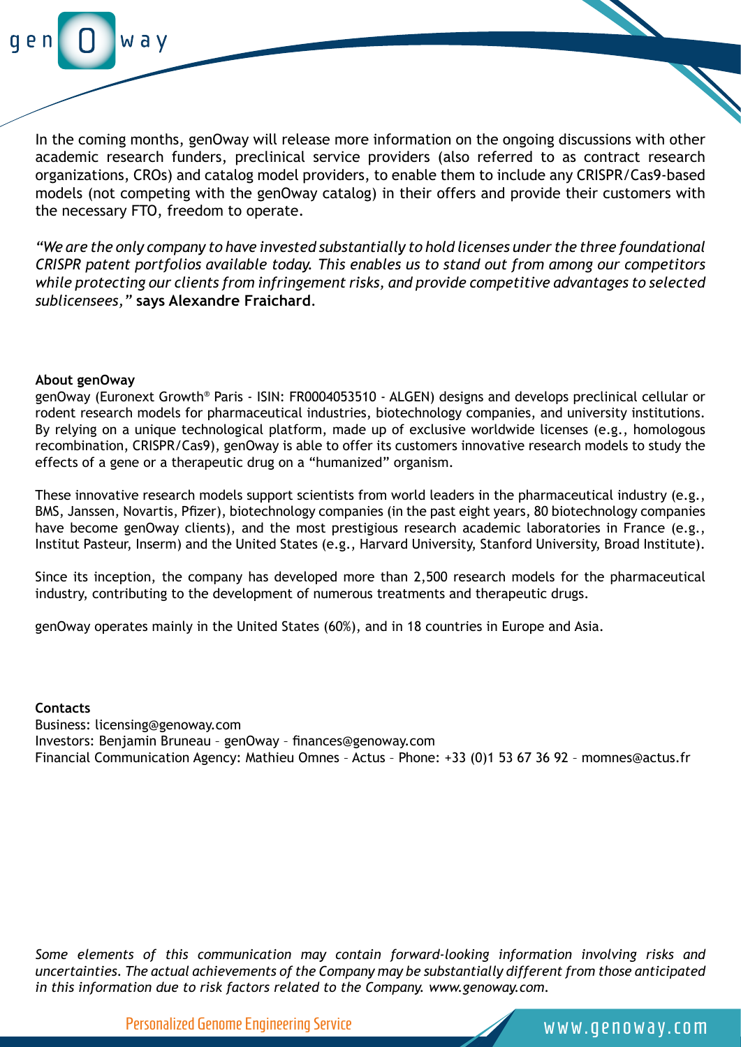In the coming months, genOway will release more information on the ongoing discussions with other academic research funders, preclinical service providers (also referred to as contract research organizations, CROs) and catalog model providers, to enable them to include any CRISPR/Cas9-based models (not competing with the genOway catalog) in their offers and provide their customers with the necessary FTO, freedom to operate.

*"We are the only company to have invested substantially to hold licenses under the three foundational CRISPR patent portfolios available today. This enables us to stand out from among our competitors while protecting our clients from infringement risks, and provide competitive advantages to selected sublicensees,"* **says Alexandre Fraichard**.

**About genOway**

genOway (Euronext Growth® Paris - ISIN: FR0004053510 - ALGEN) designs and develops preclinical cellular or rodent research models for pharmaceutical industries, biotechnology companies, and university institutions. By relying on a unique technological platform, made up of exclusive worldwide licenses (e.g., homologous recombination, CRISPR/Cas9), genOway is able to offer its customers innovative research models to study the effects of a gene or a therapeutic drug on a "humanized" organism.

These innovative research models support scientists from world leaders in the pharmaceutical industry (e.g., BMS, Janssen, Novartis, Pfizer), biotechnology companies (in the past eight years, 80 biotechnology companies have become genOway clients), and the most prestigious research academic laboratories in France (e.g., Institut Pasteur, Inserm) and the United States (e.g., Harvard University, Stanford University, Broad Institute).

Since its inception, the company has developed more than 2,500 research models for the pharmaceutical industry, contributing to the development of numerous treatments and therapeutic drugs.

genOway operates mainly in the United States (60%), and in 18 countries in Europe and Asia.

**Contacts**

Business: licensing@genoway.com
Investors: Benjamin Bruneau – genOway – finances@genoway.com
Financial Communication Agency: Mathieu Omnes – Actus – Phone: +33 (0)1 53 67 36 92 – momnes@actus.fr

*Some elements of this communication may contain forward-looking information involving risks and uncertainties. The actual achievements of the Company may be substantially different from those anticipated in this information due to risk factors related to the Company. www.genoway.com.*